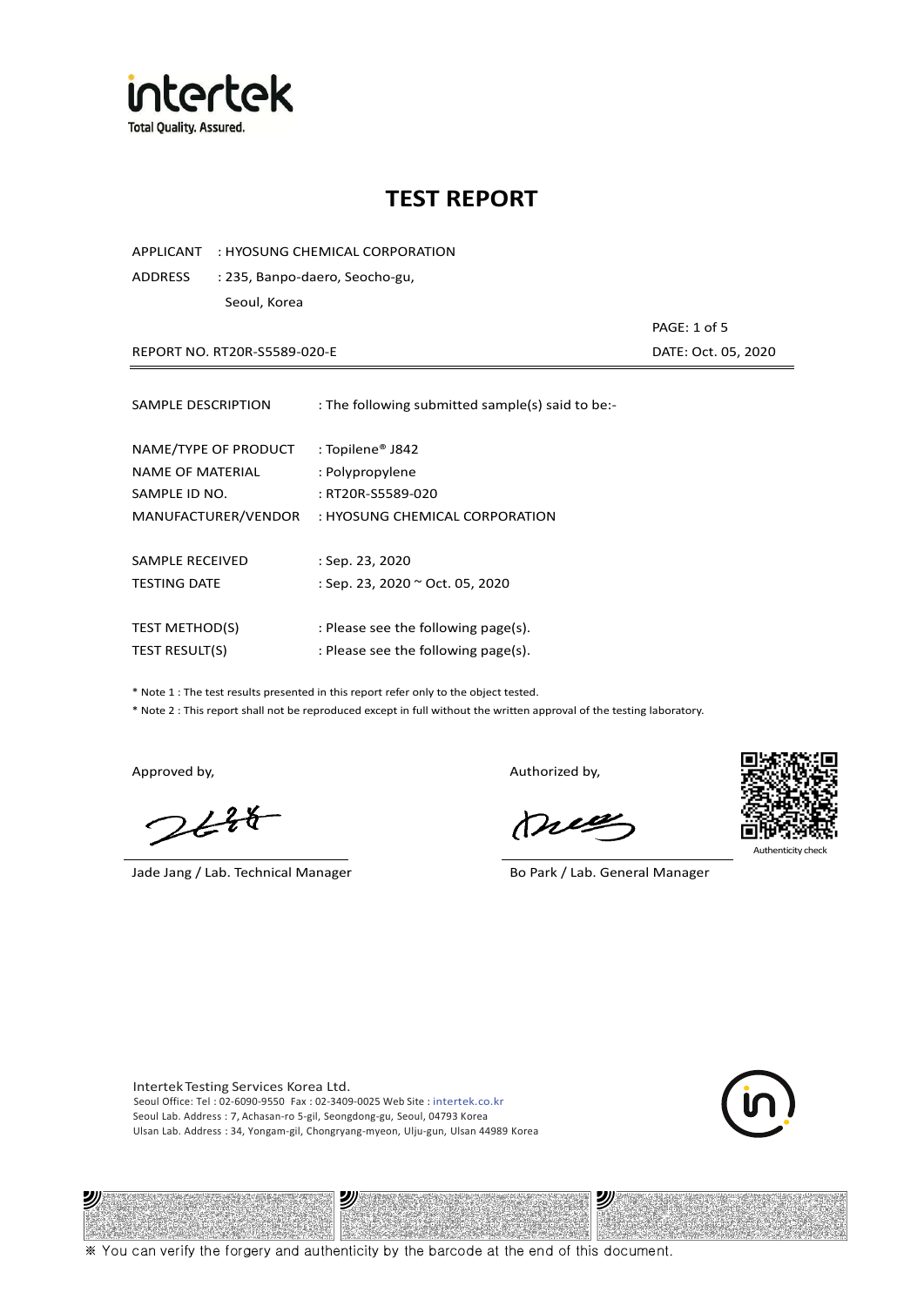# TEST REPORT

APPLICANT : HYOSUNG CHEMICAL CORPORATION

ADDRESS : 235, Banpo-daero, Seocho-gu, Seoul, Korea

REPORT NO. RT20R-S5589-020-E

DATE: Oct. 05, 2020

| | |
|---|---|
| SAMPLE DESCRIPTION | : The following submitted sample(s) said to be:- |
| NAME/TYPE OF PRODUCT | : Topilene® J842 |
| NAME OF MATERIAL | : Polypropylene |
| SAMPLE ID NO. | : RT20R-S5589-020 |
| MANUFACTURER/VENDOR | : HYOSUNG CHEMICAL CORPORATION |
| SAMPLE RECEIVED | : Sep. 23, 2020 |
| TESTING DATE | : Sep. 23, 2020 ~ Oct. 05, 2020 |
| TEST METHOD(S) | : Please see the following page(s). |
| TEST RESULT(S) | : Please see the following page(s). |

* Note 1 : The test results presented in this report refer only to the object tested.

* Note 2 : This report shall not be reproduced except in full without the written approval of the testing laboratory.

Approved by,

Jade Jang / Lab. Technical Manager

Authorized by,

Bo Park / Lab. General Manager

Authenticity check

Intertek Testing Services Korea Ltd.
Seoul Office: Tel : 02-6090-9550 Fax : 02-3409-0025 Web Site : intertek.co.kr
Seoul Lab. Address : 7, Achasan-ro 5-gil, Seongdong-gu, Seoul, 04793 Korea
Ulsan Lab. Address : 34, Yongam-gil, Chongryang-myeon, Ulju-gun, Ulsan 44989 Korea

※ You can verify the forgery and authenticity by the barcode at the end of this document.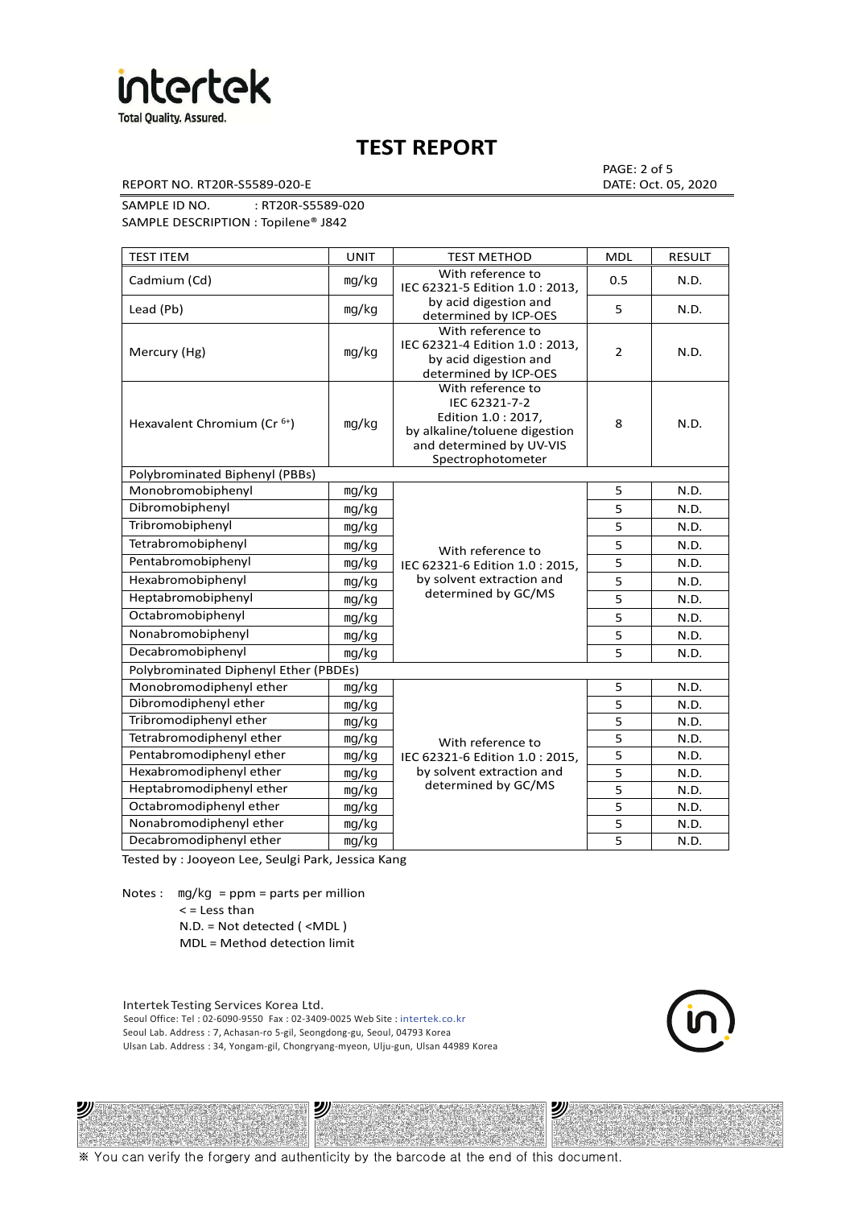# TEST REPORT

REPORT NO. RT20R-S5589-020-E

DATE: Oct. 05, 2020

SAMPLE ID NO. : RT20R-S5589-020

SAMPLE DESCRIPTION : Topilene® J842

| TEST ITEM | UNIT | TEST METHOD | MDL | RESULT |
|---|---|---|---|---|
| Cadmium (Cd) | mg/kg | With reference to IEC 62321-5 Edition 1.0 : 2013, by acid digestion and determined by ICP-OES | 0.5 | N.D. |
| Lead (Pb) | mg/kg | | 5 | N.D. |
| Mercury (Hg) | mg/kg | With reference to IEC 62321-4 Edition 1.0 : 2013, by acid digestion and determined by ICP-OES | 2 | N.D. |
| Hexavalent Chromium ($Cr^{6+}$) | mg/kg | With reference to IEC 62321-7-2 Edition 1.0 : 2017, by alkaline/toluene digestion and determined by UV-VIS Spectrophotometer | 8 | N.D. |
| Polybrominated Biphenyl (PBBs) | | | | |
| Monobromobiphenyl | mg/kg | With reference to IEC 62321-6 Edition 1.0 : 2015, by solvent extraction and determined by GC/MS | 5 | N.D. |
| Dibromobiphenyl | mg/kg | | 5 | N.D. |
| Tribromobiphenyl | mg/kg | | 5 | N.D. |
| Tetrabromobiphenyl | mg/kg | | 5 | N.D. |
| Pentabromobiphenyl | mg/kg | | 5 | N.D. |
| Hexabromobiphenyl | mg/kg | | 5 | N.D. |
| Heptabromobiphenyl | mg/kg | | 5 | N.D. |
| Octabromobiphenyl | mg/kg | | 5 | N.D. |
| Nonabromobiphenyl | mg/kg | | 5 | N.D. |
| Decabromobiphenyl | mg/kg | | 5 | N.D. |
| Polybrominated Diphenyl Ether (PBDEs) | | | | |
| Monobromodiphenyl ether | mg/kg | With reference to IEC 62321-6 Edition 1.0 : 2015, by solvent extraction and determined by GC/MS | 5 | N.D. |
| Dibromodiphenyl ether | mg/kg | | 5 | N.D. |
| Tribromodiphenyl ether | mg/kg | | 5 | N.D. |
| Tetrabromodiphenyl ether | mg/kg | | 5 | N.D. |
| Pentabromodiphenyl ether | mg/kg | | 5 | N.D. |
| Hexabromodiphenyl ether | mg/kg | | 5 | N.D. |
| Heptabromodiphenyl ether | mg/kg | | 5 | N.D. |
| Octabromodiphenyl ether | mg/kg | | 5 | N.D. |
| Nonabromodiphenyl ether | mg/kg | | 5 | N.D. |
| Decabromodiphenyl ether | mg/kg | | 5 | N.D. |

Tested by : Jooyeon Lee, Seulgi Park, Jessica Kang

Notes : mg/kg = ppm = parts per million
< = Less than
N.D. = Not detected ( <MDL )
MDL = Method detection limit

Intertek Testing Services Korea Ltd.
Seoul Office: Tel : 02-6090-9550 Fax : 02-3409-0025 Web Site : intertek.co.kr
Seoul Lab. Address : 7, Achasan-ro 5-gil, Seongdong-gu, Seoul, 04793 Korea
Ulsan Lab. Address : 34, Yongam-gil, Chongryang-myeon, Ulju-gun, Ulsan 44989 Korea

※ You can verify the forgery and authenticity by the barcode at the end of this document.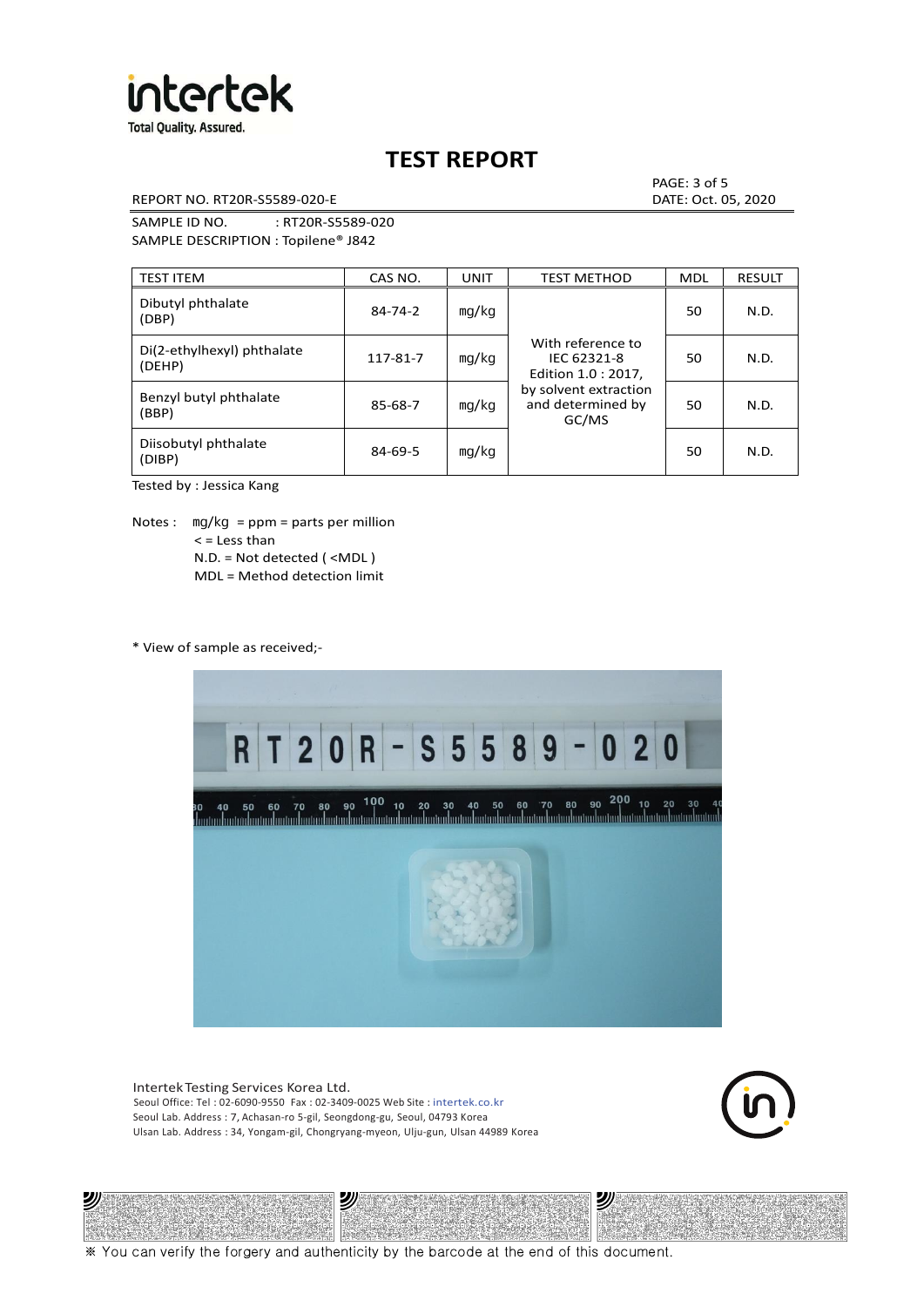# TEST REPORT

REPORT NO. RT20R-S5589-020-E

DATE: Oct. 05, 2020

SAMPLE ID NO. : RT20R-S5589-020

SAMPLE DESCRIPTION : Topilene® J842

| TEST ITEM | CAS NO. | UNIT | TEST METHOD | MDL | RESULT |
|---|---|---|---|---|---|
| Dibutyl phthalate (DBP) | 84-74-2 | mg/kg | With reference to IEC 62321-8 Edition 1.0 : 2017, by solvent extraction and determined by GC/MS | 50 | N.D. |
| Di(2-ethylhexyl) phthalate (DEHP) | 117-81-7 | mg/kg | | 50 | N.D. |
| Benzyl butyl phthalate (BBP) | 85-68-7 | mg/kg | | 50 | N.D. |
| Diisobutyl phthalate (DIBP) | 84-69-5 | mg/kg | | 50 | N.D. |

Tested by : Jessica Kang

Notes : mg/kg = ppm = parts per million
< = Less than
N.D. = Not detected ( <MDL )
MDL = Method detection limit

* View of sample as received;-

Intertek Testing Services Korea Ltd.
Seoul Office: Tel : 02-6090-9550 Fax : 02-3409-0025 Web Site : intertek.co.kr
Seoul Lab. Address : 7, Achasan-ro 5-gil, Seongdong-gu, Seoul, 04793 Korea
Ulsan Lab. Address : 34, Yongam-gil, Chongryang-myeon, Ulju-gun, Ulsan 44989 Korea

※ You can verify the forgery and authenticity by the barcode at the end of this document.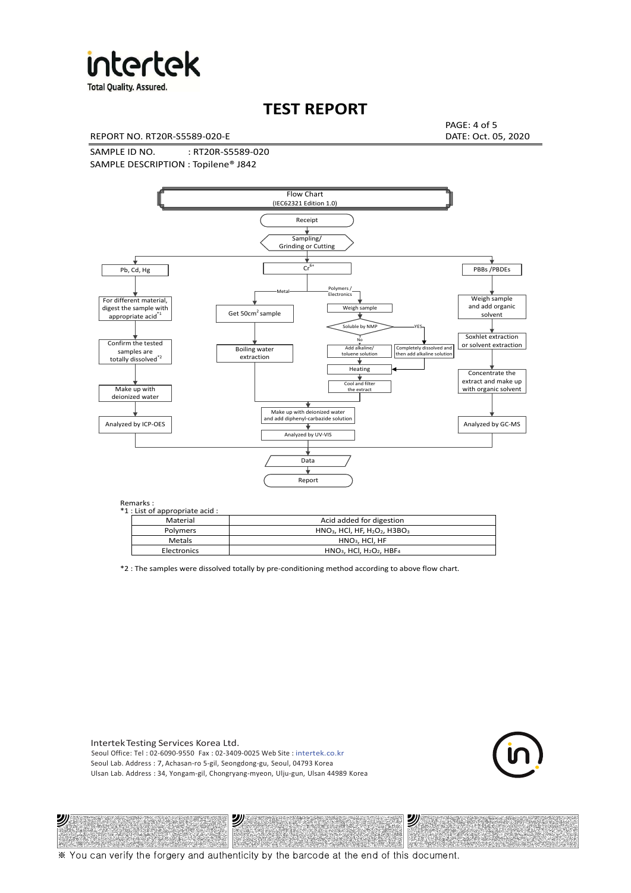# TEST REPORT

REPORT NO. RT20R-S5589-020-E

DATE: Oct. 05, 2020

SAMPLE ID NO. : RT20R-S5589-020

SAMPLE DESCRIPTION : Topilene® J842

Flow Chart
(IEC62321 Edition 1.0)

Receipt → Sampling/ Grinding or Cutting

- Pb, Cd, Hg → For different material, digest the sample with appropriate acid*1 → Confirm the tested samples are totally dissolved*2 → Make up with deionized water → Analyzed by ICP-OES
- $Cr^{6+}$
  - Metal → Get 50cm² sample → Boiling water extraction → Make up with deionized water and add diphenyl-carbazide solution → Analyzed by UV-VIS
  - Polymers / Electronics → Weigh sample → Soluble by NMP
    - No → Add alkaline/ toluene solution → Heating → Cool and filter the extract → Make up with deionized water and add diphenyl-carbazide solution → Analyzed by UV-VIS
    - YES → Completely dissolved and then add alkaline solution → Heating
- PBBs /PBDEs → Weigh sample and add organic solvent → Soxhlet extraction or solvent extraction → Concentrate the extract and make up with organic solvent → Analyzed by GC-MS

→ Data → Report

Remarks :

*1 : List of appropriate acid :

| Material | Acid added for digestion |
|---|---|
| Polymers | $HNO_3$, HCl, HF, $H_2O_2$, $H3BO_3$ |
| Metals | $HNO_3$, HCl, HF |
| Electronics | $HNO_3$, HCl, $H_2O_2$, $HBF_4$ |

*2 : The samples were dissolved totally by pre-conditioning method according to above flow chart.

Intertek Testing Services Korea Ltd.
Seoul Office: Tel : 02-6090-9550 Fax : 02-3409-0025 Web Site : intertek.co.kr
Seoul Lab. Address : 7, Achasan-ro 5-gil, Seongdong-gu, Seoul, 04793 Korea
Ulsan Lab. Address : 34, Yongam-gil, Chongryang-myeon, Ulju-gun, Ulsan 44989 Korea

※ You can verify the forgery and authenticity by the barcode at the end of this document.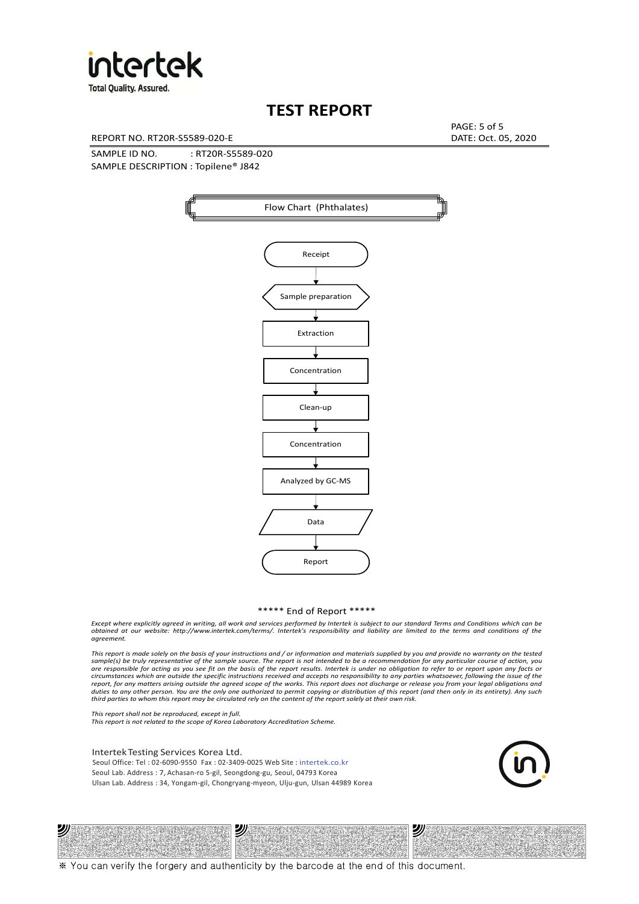# TEST REPORT

REPORT NO. RT20R-S5589-020-E

DATE: Oct. 05, 2020

SAMPLE ID NO. : RT20R-S5589-020

SAMPLE DESCRIPTION : Topilene® J842

## Flow Chart (Phthalates)

Receipt

Sample preparation

Extraction

Concentration

Clean-up

Concentration

Analyzed by GC-MS

Data

Report

\*\*\*\*\* End of Report \*\*\*\*\*

*Except where explicitly agreed in writing, all work and services performed by Intertek is subject to our standard Terms and Conditions which can be obtained at our website: http://www.intertek.com/terms/. Intertek's responsibility and liability are limited to the terms and conditions of the agreement.*

*This report is made solely on the basis of your instructions and / or information and materials supplied by you and provide no warranty on the tested sample(s) be truly representative of the sample source. The report is not intended to be a recommendation for any particular course of action, you are responsible for acting as you see fit on the basis of the report results. Intertek is under no obligation to refer to or report upon any facts or circumstances which are outside the specific instructions received and accepts no responsibility to any parties whatsoever, following the issue of the report, for any matters arising outside the agreed scope of the works. This report does not discharge or release you from your legal obligations and duties to any other person. You are the only one authorized to permit copying or distribution of this report (and then only in its entirety). Any such third parties to whom this report may be circulated rely on the content of the report solely at their own risk.*

*This report shall not be reproduced, except in full.*
*This report is not related to the scope of Korea Laboratory Accreditation Scheme.*

Intertek Testing Services Korea Ltd.
Seoul Office: Tel : 02-6090-9550 Fax : 02-3409-0025 Web Site : intertek.co.kr
Seoul Lab. Address : 7, Achasan-ro 5-gil, Seongdong-gu, Seoul, 04793 Korea
Ulsan Lab. Address : 34, Yongam-gil, Chongryang-myeon, Ulju-gun, Ulsan 44989 Korea

※ You can verify the forgery and authenticity by the barcode at the end of this document.